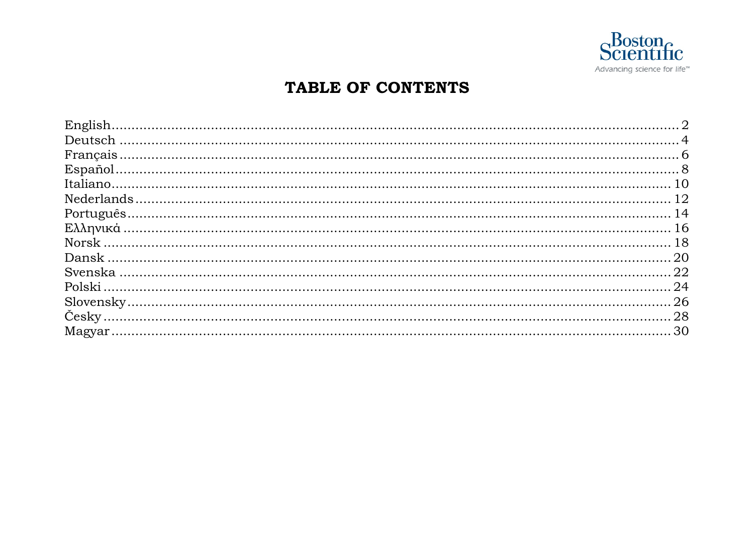Boston Scientific

Advancing science for life™

# TABLE OF CONTENTS

| | |
|---|---|
| English | 2 |
| Deutsch | 4 |
| Français | 6 |
| Español | 8 |
| Italiano | 10 |
| Nederlands | 12 |
| Português | 14 |
| Ελληνικά | 16 |
| Norsk | 18 |
| Dansk | 20 |
| Svenska | 22 |
| Polski | 24 |
| Slovensky | 26 |
| Česky | 28 |
| Magyar | 30 |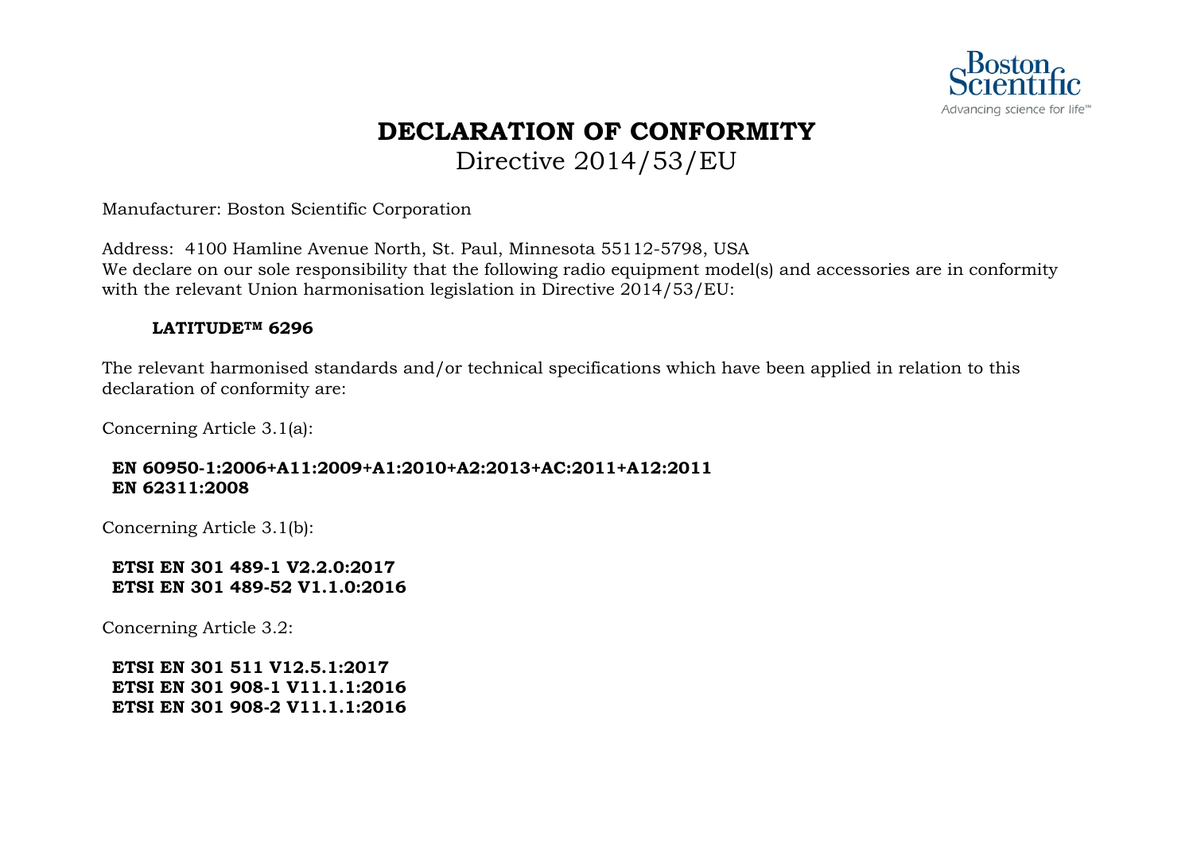Boston Scientific
Advancing science for life™

# DECLARATION OF CONFORMITY

## Directive 2014/53/EU

Manufacturer: Boston Scientific Corporation

Address: 4100 Hamline Avenue North, St. Paul, Minnesota 55112-5798, USA
We declare on our sole responsibility that the following radio equipment model(s) and accessories are in conformity with the relevant Union harmonisation legislation in Directive 2014/53/EU:

**LATITUDE™ 6296**

The relevant harmonised standards and/or technical specifications which have been applied in relation to this declaration of conformity are:

Concerning Article 3.1(a):

**EN 60950-1:2006+A11:2009+A1:2010+A2:2013+AC:2011+A12:2011**
**EN 62311:2008**

Concerning Article 3.1(b):

**ETSI EN 301 489-1 V2.2.0:2017**
**ETSI EN 301 489-52 V1.1.0:2016**

Concerning Article 3.2:

**ETSI EN 301 511 V12.5.1:2017**
**ETSI EN 301 908-1 V11.1.1:2016**
**ETSI EN 301 908-2 V11.1.1:2016**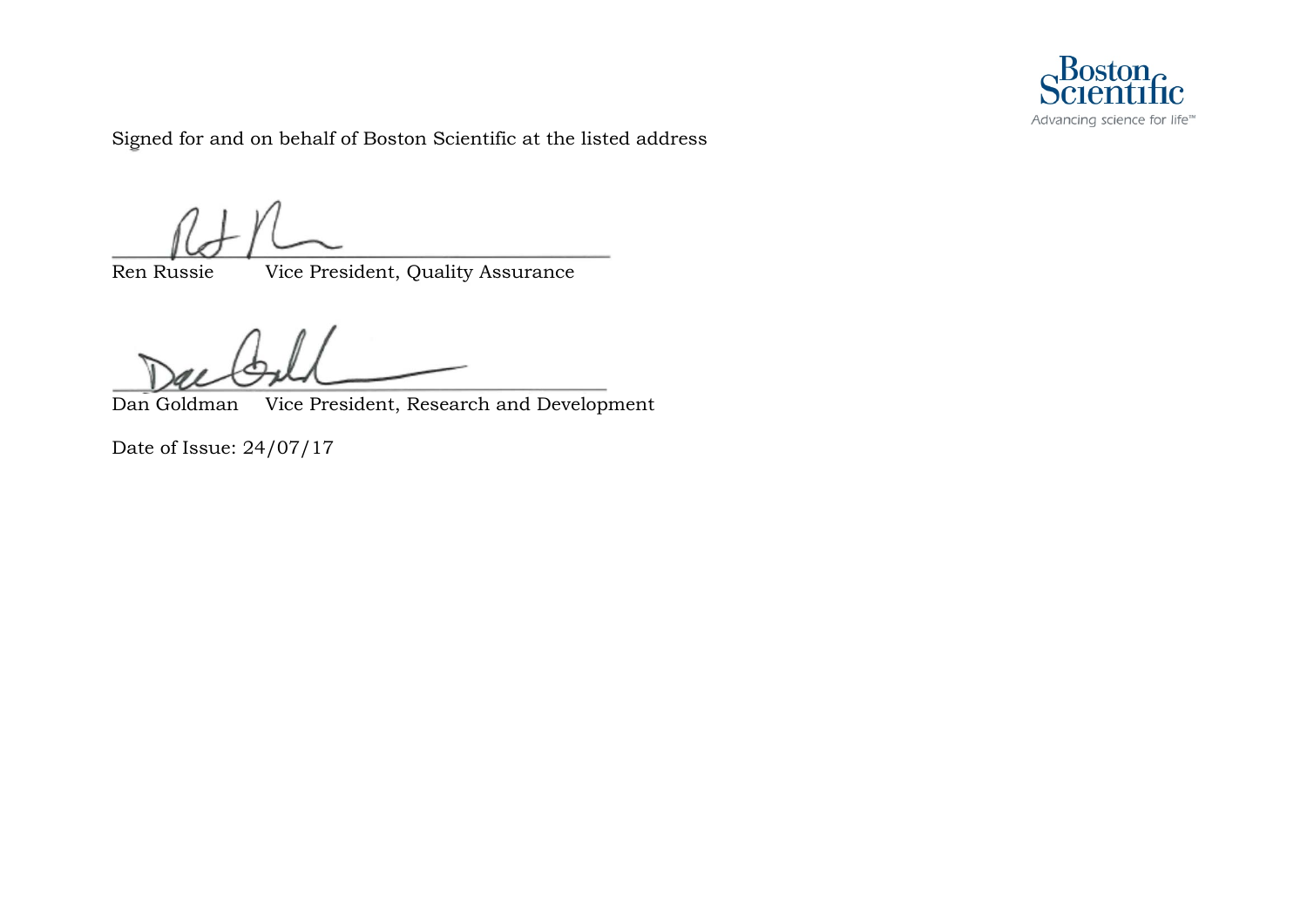Signed for and on behalf of Boston Scientific at the listed address

Ren Russie Vice President, Quality Assurance

Dan Goldman Vice President, Research and Development

Date of Issue: 24/07/17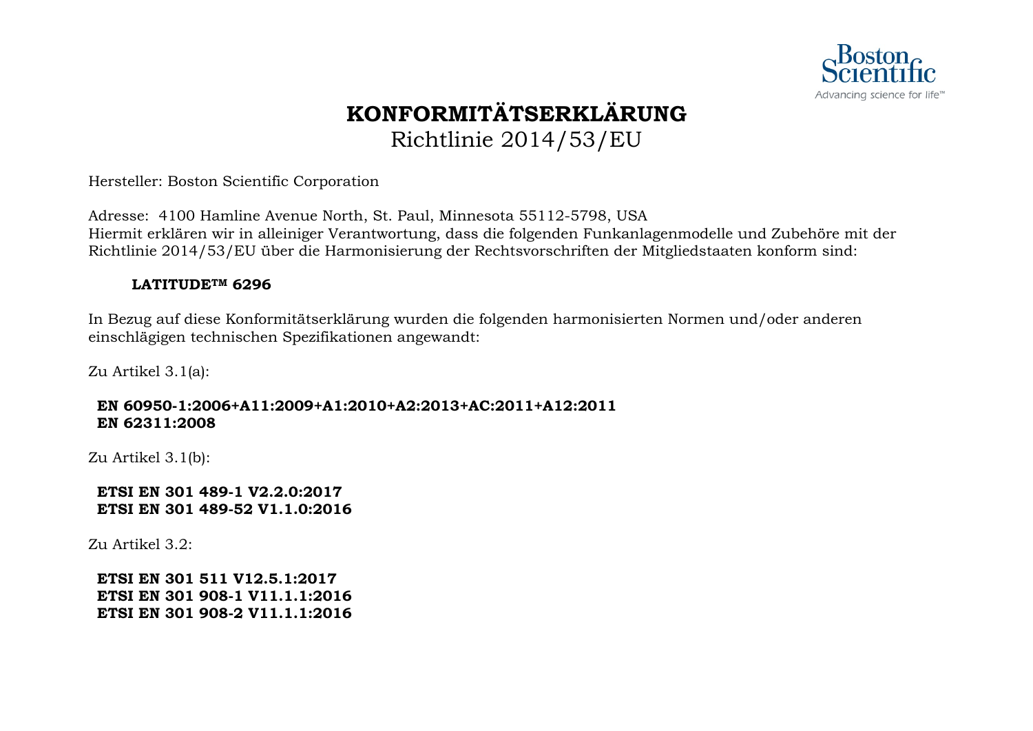# KONFORMITÄTSERKLÄRUNG

Richtlinie 2014/53/EU

Hersteller: Boston Scientific Corporation

Adresse: 4100 Hamline Avenue North, St. Paul, Minnesota 55112-5798, USA
Hiermit erklären wir in alleiniger Verantwortung, dass die folgenden Funkanlagenmodelle und Zubehöre mit der Richtlinie 2014/53/EU über die Harmonisierung der Rechtsvorschriften der Mitgliedstaaten konform sind:

**LATITUDE™ 6296**

In Bezug auf diese Konformitätserklärung wurden die folgenden harmonisierten Normen und/oder anderen einschlägigen technischen Spezifikationen angewandt:

Zu Artikel 3.1(a):

**EN 60950-1:2006+A11:2009+A1:2010+A2:2013+AC:2011+A12:2011**
**EN 62311:2008**

Zu Artikel 3.1(b):

**ETSI EN 301 489-1 V2.2.0:2017**
**ETSI EN 301 489-52 V1.1.0:2016**

Zu Artikel 3.2:

**ETSI EN 301 511 V12.5.1:2017**
**ETSI EN 301 908-1 V11.1.1:2016**
**ETSI EN 301 908-2 V11.1.1:2016**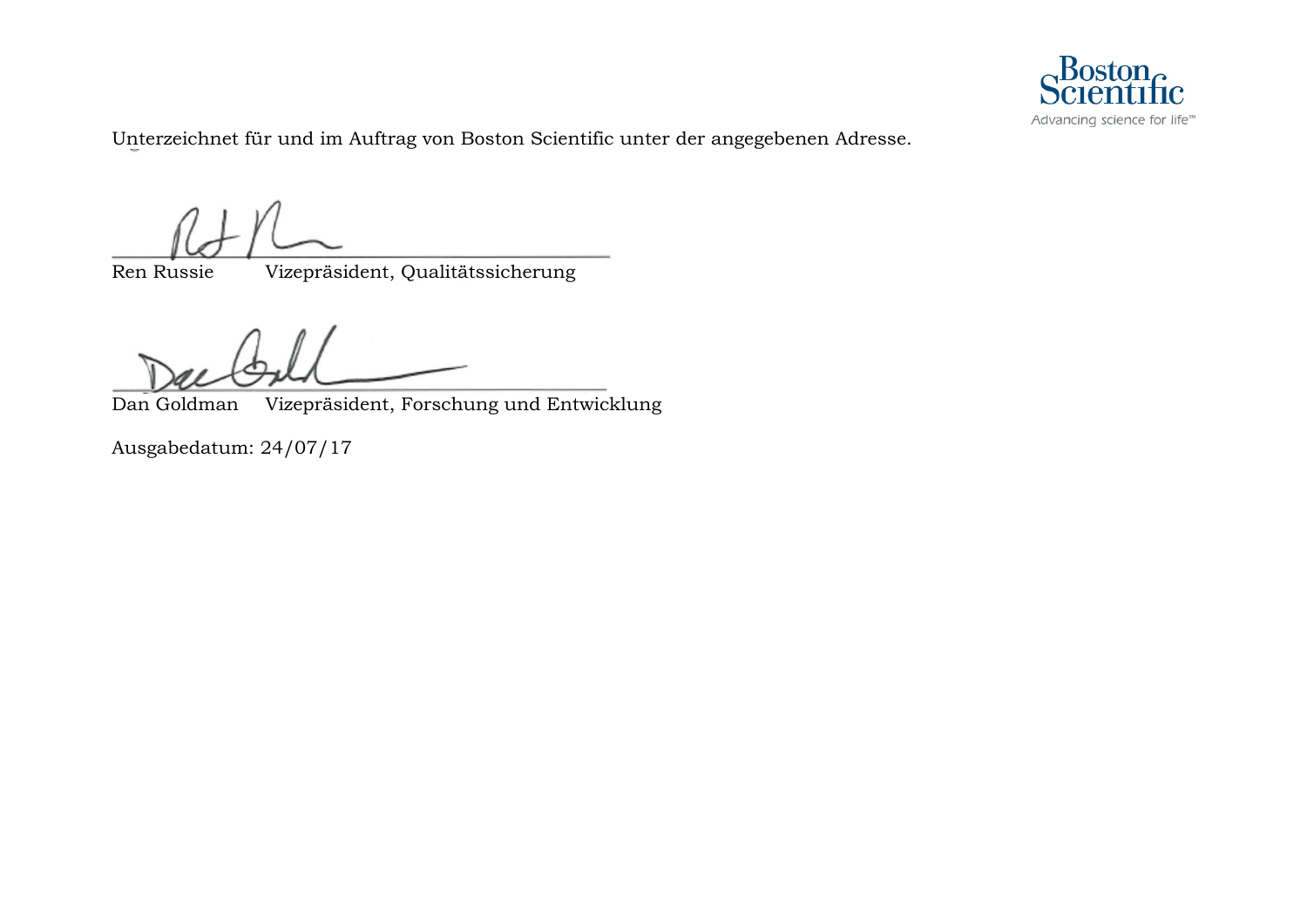Unterzeichnet für und im Auftrag von Boston Scientific unter der angegebenen Adresse.

Ren Russie Vizepräsident, Qualitätssicherung

Dan Goldman Vizepräsident, Forschung und Entwicklung

Ausgabedatum: 24/07/17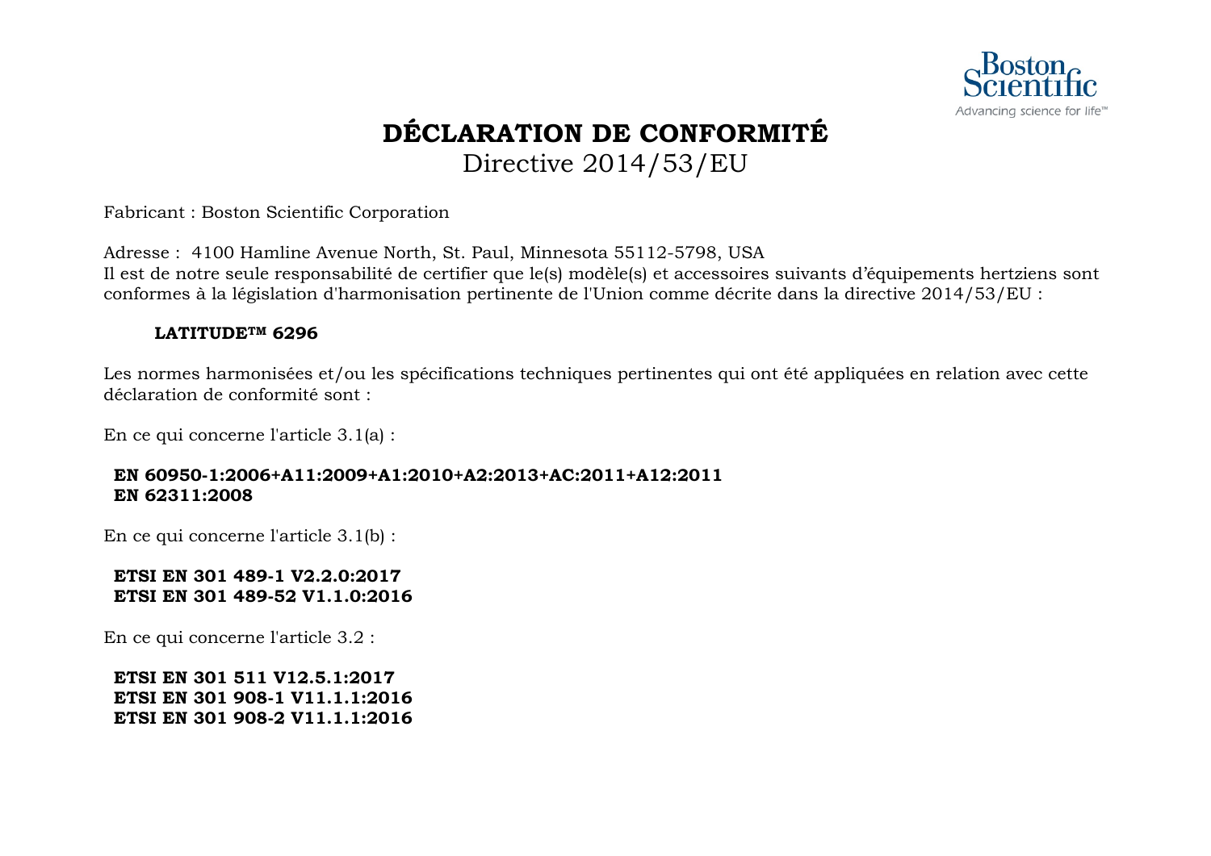# DÉCLARATION DE CONFORMITÉ

## Directive 2014/53/EU

Fabricant : Boston Scientific Corporation

Adresse : 4100 Hamline Avenue North, St. Paul, Minnesota 55112-5798, USA

Il est de notre seule responsabilité de certifier que le(s) modèle(s) et accessoires suivants d'équipements hertziens sont conformes à la législation d'harmonisation pertinente de l'Union comme décrite dans la directive 2014/53/EU :

**LATITUDE™ 6296**

Les normes harmonisées et/ou les spécifications techniques pertinentes qui ont été appliquées en relation avec cette déclaration de conformité sont :

En ce qui concerne l'article 3.1(a) :

**EN 60950-1:2006+A11:2009+A1:2010+A2:2013+AC:2011+A12:2011**
**EN 62311:2008**

En ce qui concerne l'article 3.1(b) :

**ETSI EN 301 489-1 V2.2.0:2017**
**ETSI EN 301 489-52 V1.1.0:2016**

En ce qui concerne l'article 3.2 :

**ETSI EN 301 511 V12.5.1:2017**
**ETSI EN 301 908-1 V11.1.1:2016**
**ETSI EN 301 908-2 V11.1.1:2016**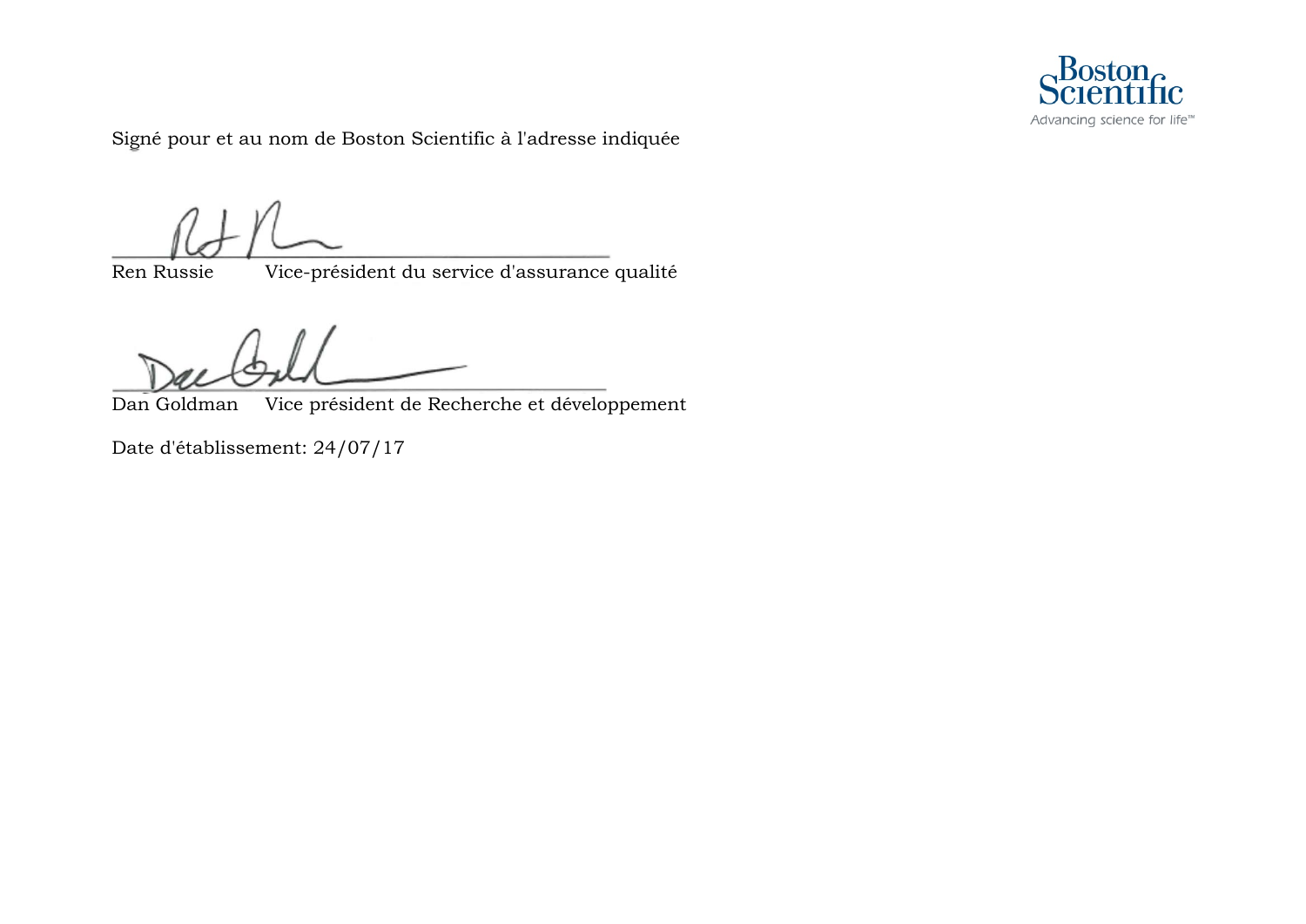Signé pour et au nom de Boston Scientific à l'adresse indiquée

Ren Russie Vice-président du service d'assurance qualité

Dan Goldman Vice président de Recherche et développement

Date d'établissement: 24/07/17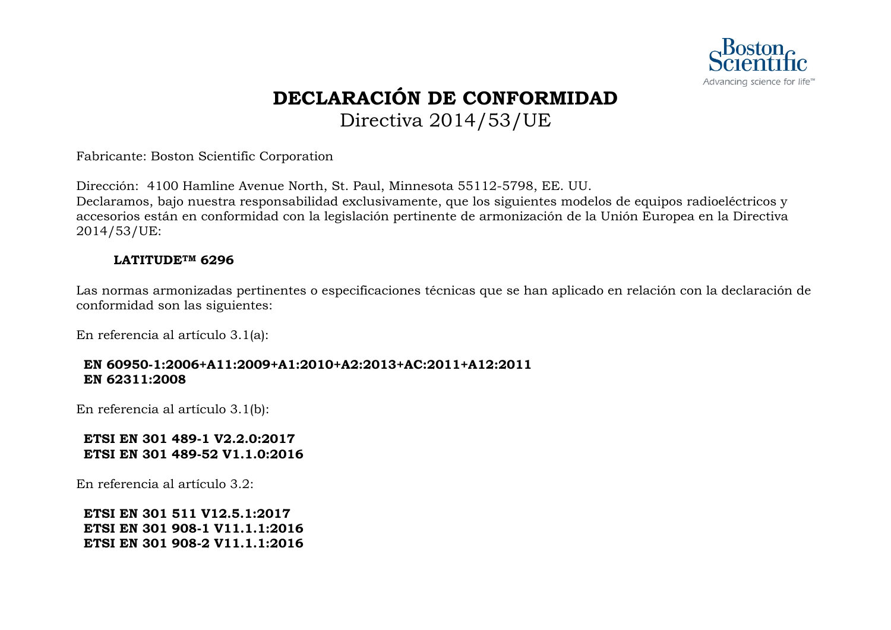# DECLARACIÓN DE CONFORMIDAD

Directiva 2014/53/UE

Fabricante: Boston Scientific Corporation

Dirección: 4100 Hamline Avenue North, St. Paul, Minnesota 55112-5798, EE. UU.
Declaramos, bajo nuestra responsabilidad exclusivamente, que los siguientes modelos de equipos radioeléctricos y accesorios están en conformidad con la legislación pertinente de armonización de la Unión Europea en la Directiva 2014/53/UE:

**LATITUDE™ 6296**

Las normas armonizadas pertinentes o especificaciones técnicas que se han aplicado en relación con la declaración de conformidad son las siguientes:

En referencia al artículo 3.1(a):

**EN 60950-1:2006+A11:2009+A1:2010+A2:2013+AC:2011+A12:2011**
**EN 62311:2008**

En referencia al artículo 3.1(b):

**ETSI EN 301 489-1 V2.2.0:2017**
**ETSI EN 301 489-52 V1.1.0:2016**

En referencia al artículo 3.2:

**ETSI EN 301 511 V12.5.1:2017**
**ETSI EN 301 908-1 V11.1.1:2016**
**ETSI EN 301 908-2 V11.1.1:2016**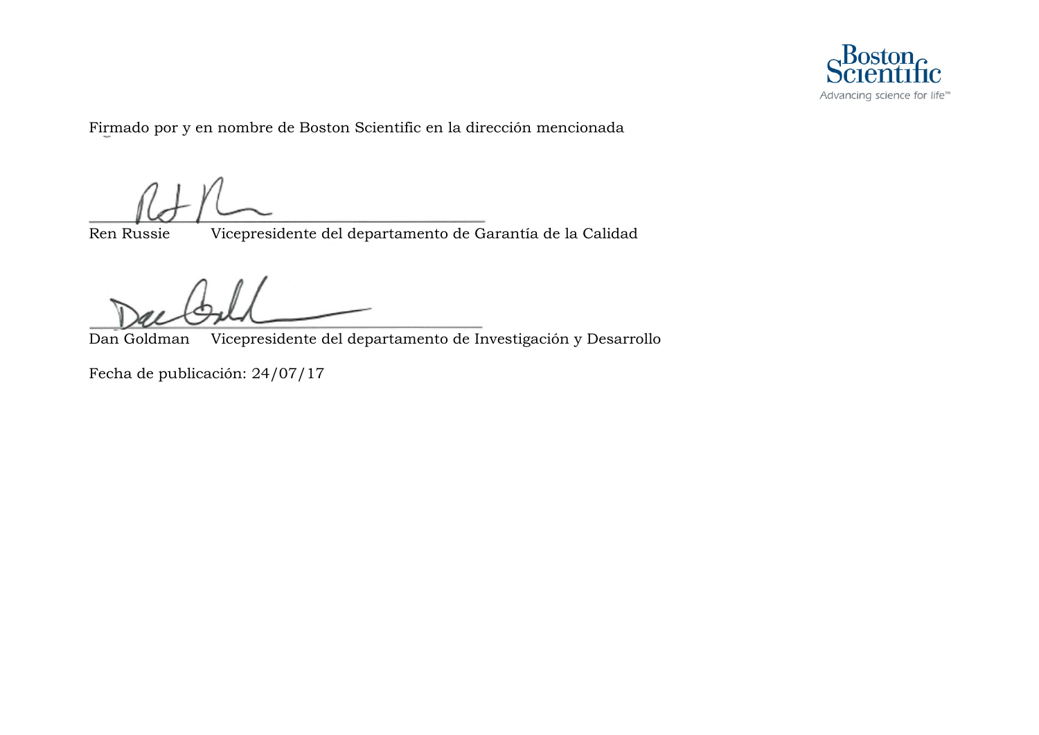Firmado por y en nombre de Boston Scientific en la dirección mencionada

Ren Russie Vicepresidente del departamento de Garantía de la Calidad

Dan Goldman Vicepresidente del departamento de Investigación y Desarrollo

Fecha de publicación: 24/07/17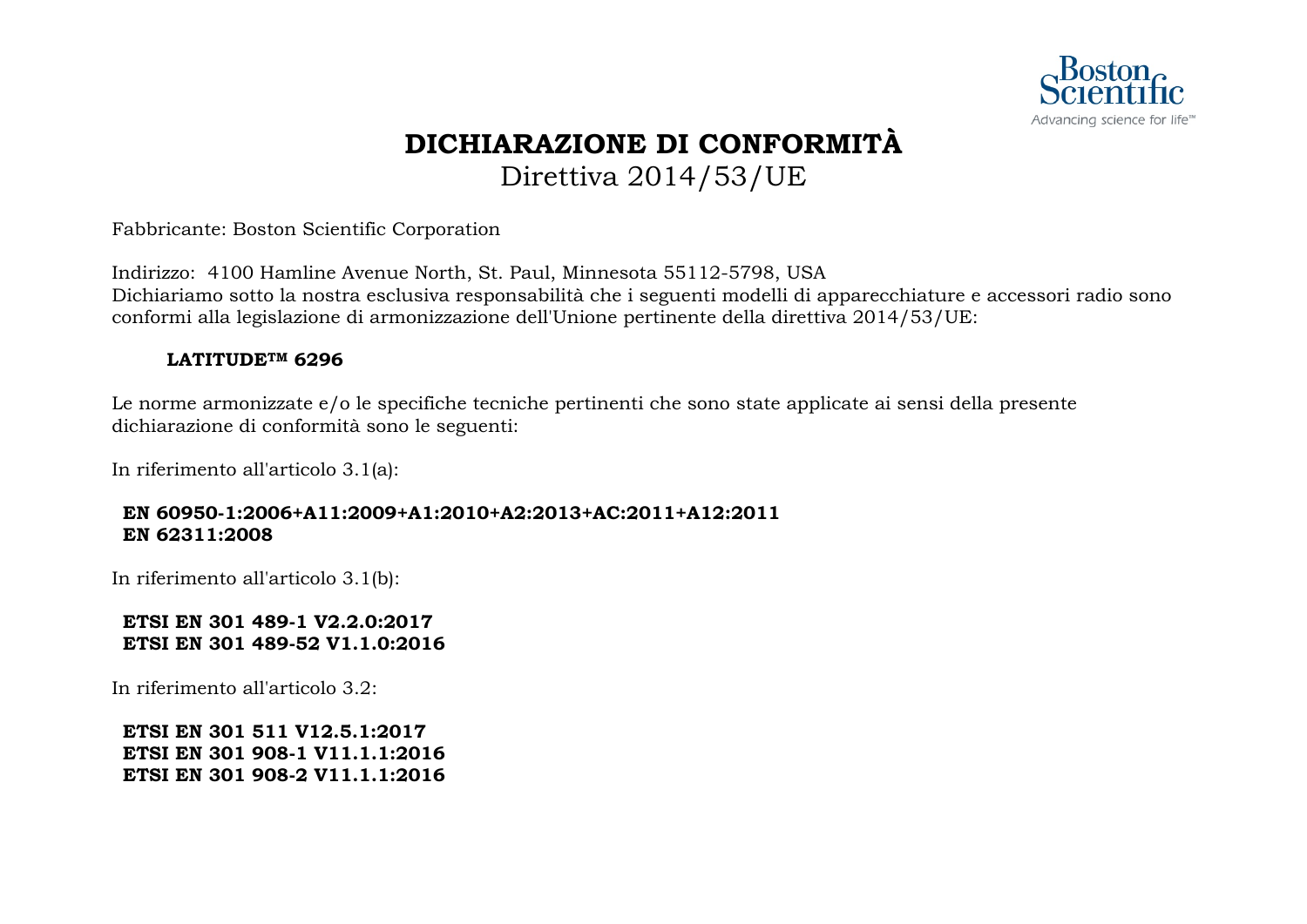# DICHIARAZIONE DI CONFORMITÀ

## Direttiva 2014/53/UE

Fabbricante: Boston Scientific Corporation

Indirizzo: 4100 Hamline Avenue North, St. Paul, Minnesota 55112-5798, USA
Dichiariamo sotto la nostra esclusiva responsabilità che i seguenti modelli di apparecchiature e accessori radio sono conformi alla legislazione di armonizzazione dell'Unione pertinente della direttiva 2014/53/UE:

**LATITUDE™ 6296**

Le norme armonizzate e/o le specifiche tecniche pertinenti che sono state applicate ai sensi della presente dichiarazione di conformità sono le seguenti:

In riferimento all'articolo 3.1(a):

**EN 60950-1:2006+A11:2009+A1:2010+A2:2013+AC:2011+A12:2011**
**EN 62311:2008**

In riferimento all'articolo 3.1(b):

**ETSI EN 301 489-1 V2.2.0:2017**
**ETSI EN 301 489-52 V1.1.0:2016**

In riferimento all'articolo 3.2:

**ETSI EN 301 511 V12.5.1:2017**
**ETSI EN 301 908-1 V11.1.1:2016**
**ETSI EN 301 908-2 V11.1.1:2016**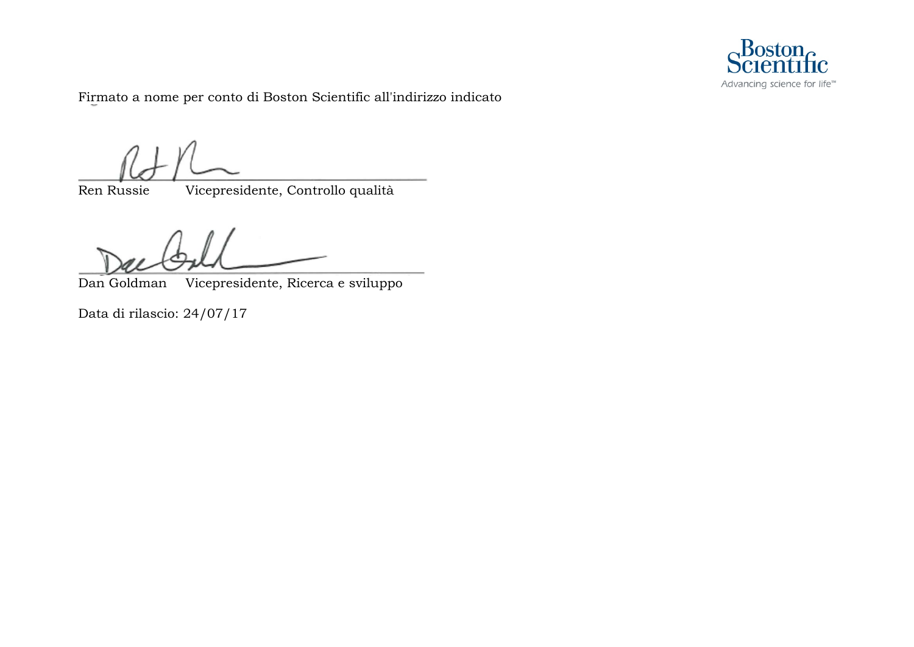Firmato a nome per conto di Boston Scientific all'indirizzo indicato

Ren Russie Vicepresidente, Controllo qualità

Dan Goldman Vicepresidente, Ricerca e sviluppo

Data di rilascio: 24/07/17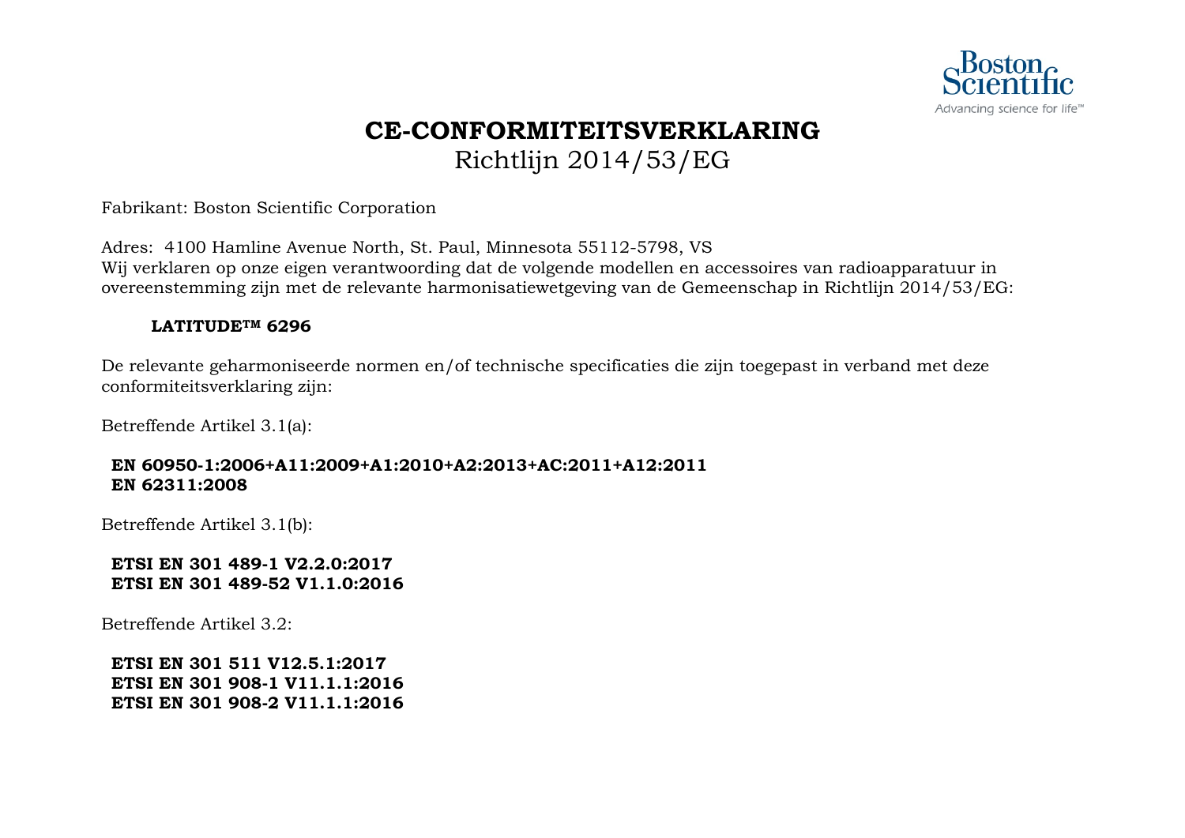# CE-CONFORMITEITSVERKLARING

Richtlijn 2014/53/EG

Fabrikant: Boston Scientific Corporation

Adres: 4100 Hamline Avenue North, St. Paul, Minnesota 55112-5798, VS
Wij verklaren op onze eigen verantwoording dat de volgende modellen en accessoires van radioapparatuur in overeenstemming zijn met de relevante harmonisatiewetgeving van de Gemeenschap in Richtlijn 2014/53/EG:

**LATITUDE™ 6296**

De relevante geharmoniseerde normen en/of technische specificaties die zijn toegepast in verband met deze conformiteitsverklaring zijn:

Betreffende Artikel 3.1(a):

**EN 60950-1:2006+A11:2009+A1:2010+A2:2013+AC:2011+A12:2011**
**EN 62311:2008**

Betreffende Artikel 3.1(b):

**ETSI EN 301 489-1 V2.2.0:2017**
**ETSI EN 301 489-52 V1.1.0:2016**

Betreffende Artikel 3.2:

**ETSI EN 301 511 V12.5.1:2017**
**ETSI EN 301 908-1 V11.1.1:2016**
**ETSI EN 301 908-2 V11.1.1:2016**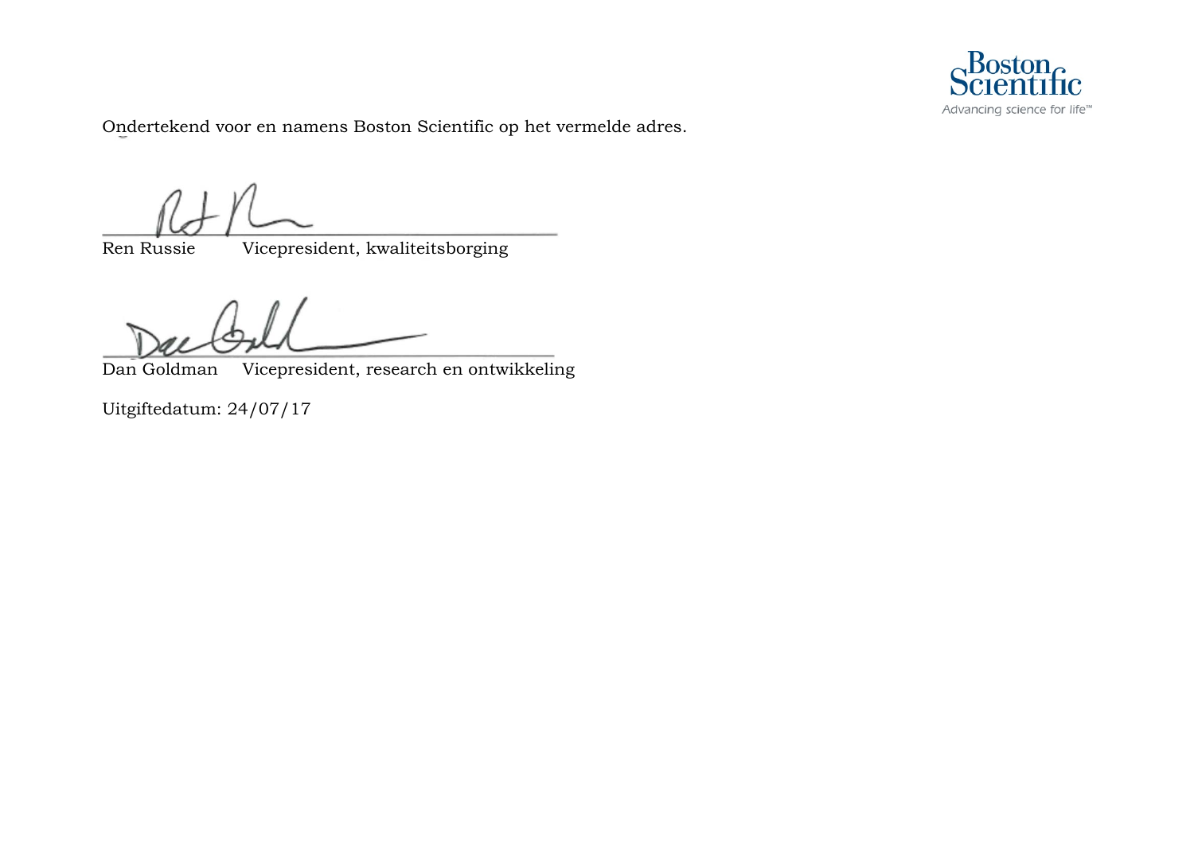Ondertekend voor en namens Boston Scientific op het vermelde adres.

Ren Russie Vicepresident, kwaliteitsborging

Dan Goldman Vicepresident, research en ontwikkeling

Uitgiftedatum: 24/07/17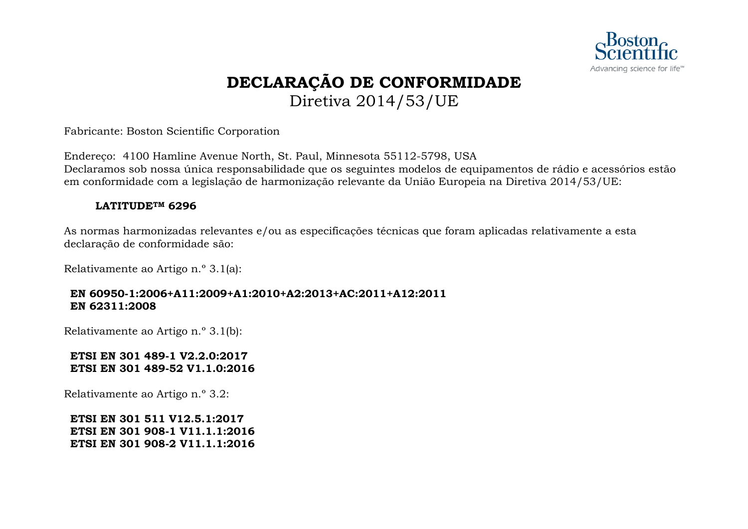# DECLARAÇÃO DE CONFORMIDADE

Diretiva 2014/53/UE

Fabricante: Boston Scientific Corporation

Endereço: 4100 Hamline Avenue North, St. Paul, Minnesota 55112-5798, USA
Declaramos sob nossa única responsabilidade que os seguintes modelos de equipamentos de rádio e acessórios estão em conformidade com a legislação de harmonização relevante da União Europeia na Diretiva 2014/53/UE:

**LATITUDE™ 6296**

As normas harmonizadas relevantes e/ou as especificações técnicas que foram aplicadas relativamente a esta declaração de conformidade são:

Relativamente ao Artigo n.º 3.1(a):

**EN 60950-1:2006+A11:2009+A1:2010+A2:2013+AC:2011+A12:2011**
**EN 62311:2008**

Relativamente ao Artigo n.º 3.1(b):

**ETSI EN 301 489-1 V2.2.0:2017**
**ETSI EN 301 489-52 V1.1.0:2016**

Relativamente ao Artigo n.º 3.2:

**ETSI EN 301 511 V12.5.1:2017**
**ETSI EN 301 908-1 V11.1.1:2016**
**ETSI EN 301 908-2 V11.1.1:2016**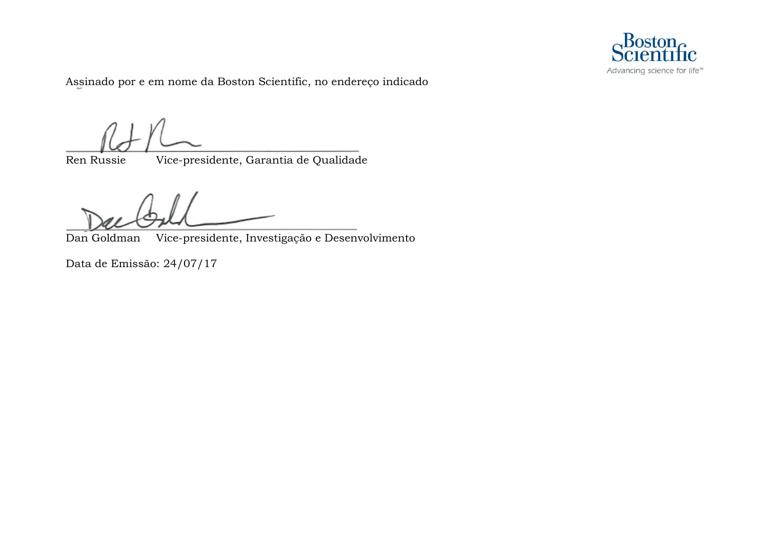Assinado por e em nome da Boston Scientific, no endereço indicado

Ren Russie Vice-presidente, Garantia de Qualidade

Dan Goldman Vice-presidente, Investigação e Desenvolvimento

Data de Emissão: 24/07/17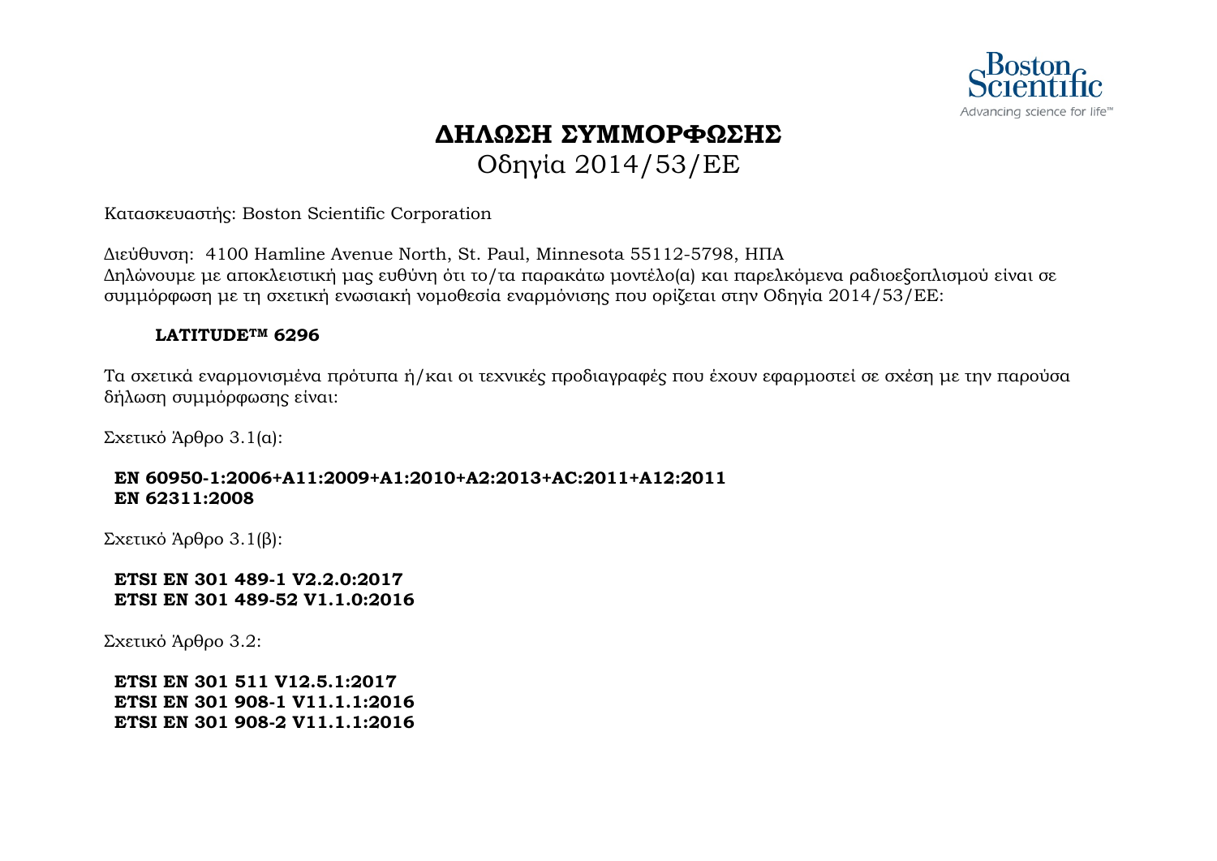Boston Scientific
Advancing science for life™

# ΔΗΛΩΣΗ ΣΥΜΜΟΡΦΩΣΗΣ

## Οδηγία 2014/53/ΕΕ

Κατασκευαστής: Boston Scientific Corporation

Διεύθυνση: 4100 Hamline Avenue North, St. Paul, Minnesota 55112-5798, ΗΠΑ
Δηλώνουμε με αποκλειστική μας ευθύνη ότι το/τα παρακάτω μοντέλο(α) και παρελκόμενα ραδιοεξοπλισμού είναι σε συμμόρφωση με τη σχετική ενωσιακή νομοθεσία εναρμόνισης που ορίζεται στην Οδηγία 2014/53/ΕΕ:

**LATITUDE™ 6296**

Τα σχετικά εναρμονισμένα πρότυπα ή/και οι τεχνικές προδιαγραφές που έχουν εφαρμοστεί σε σχέση με την παρούσα δήλωση συμμόρφωσης είναι:

Σχετικό Άρθρο 3.1(α):

**EN 60950-1:2006+A11:2009+A1:2010+A2:2013+AC:2011+A12:2011**
**EN 62311:2008**

Σχετικό Άρθρο 3.1(β):

**ETSI EN 301 489-1 V2.2.0:2017**
**ETSI EN 301 489-52 V1.1.0:2016**

Σχετικό Άρθρο 3.2:

**ETSI EN 301 511 V12.5.1:2017**
**ETSI EN 301 908-1 V11.1.1:2016**
**ETSI EN 301 908-2 V11.1.1:2016**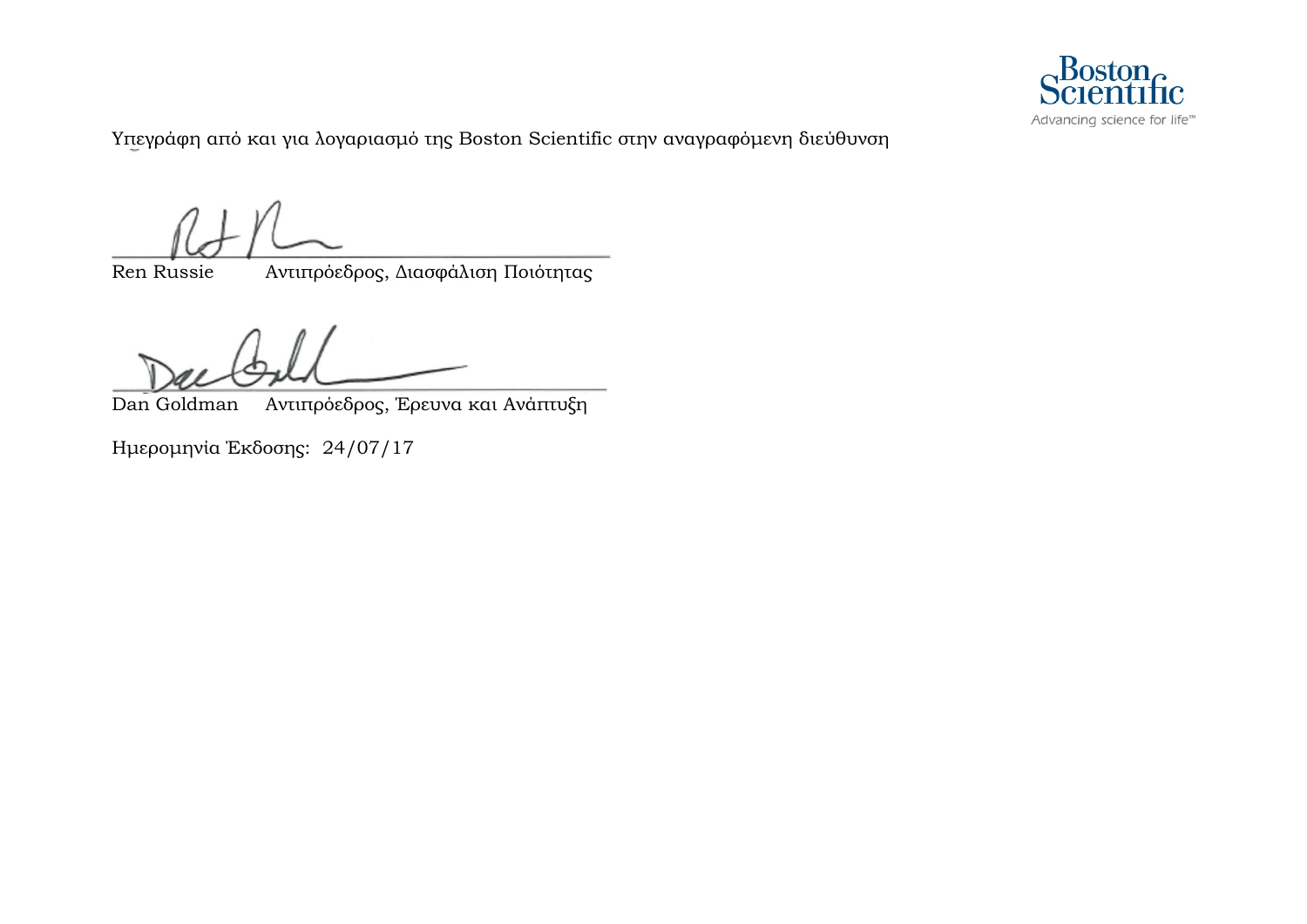Υπεγράφη από και για λογαριασμό της Boston Scientific στην αναγραφόμενη διεύθυνση

Ren Russie Αντιπρόεδρος, Διασφάλιση Ποιότητας

Dan Goldman Αντιπρόεδρος, Έρευνα και Ανάπτυξη

Ημερομηνία Έκδοσης: 24/07/17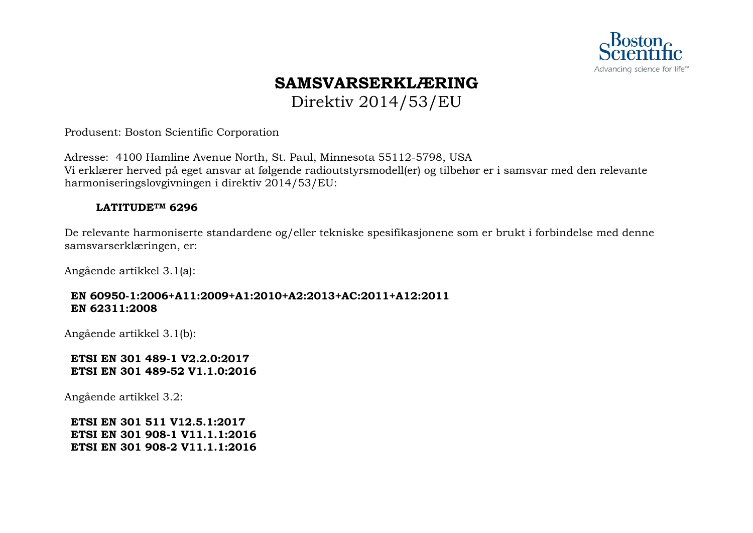Boston Scientific
Advancing science for life™

# SAMSVARSERKLÆRING

Direktiv 2014/53/EU

Produsent: Boston Scientific Corporation

Adresse: 4100 Hamline Avenue North, St. Paul, Minnesota 55112-5798, USA
Vi erklærer herved på eget ansvar at følgende radioutstyrsmodell(er) og tilbehør er i samsvar med den relevante harmoniseringslovgivningen i direktiv 2014/53/EU:

**LATITUDE™ 6296**

De relevante harmoniserte standardene og/eller tekniske spesifikasjonene som er brukt i forbindelse med denne samsvarserklæringen, er:

Angående artikkel 3.1(a):

**EN 60950-1:2006+A11:2009+A1:2010+A2:2013+AC:2011+A12:2011**
**EN 62311:2008**

Angående artikkel 3.1(b):

**ETSI EN 301 489-1 V2.2.0:2017**
**ETSI EN 301 489-52 V1.1.0:2016**

Angående artikkel 3.2:

**ETSI EN 301 511 V12.5.1:2017**
**ETSI EN 301 908-1 V11.1.1:2016**
**ETSI EN 301 908-2 V11.1.1:2016**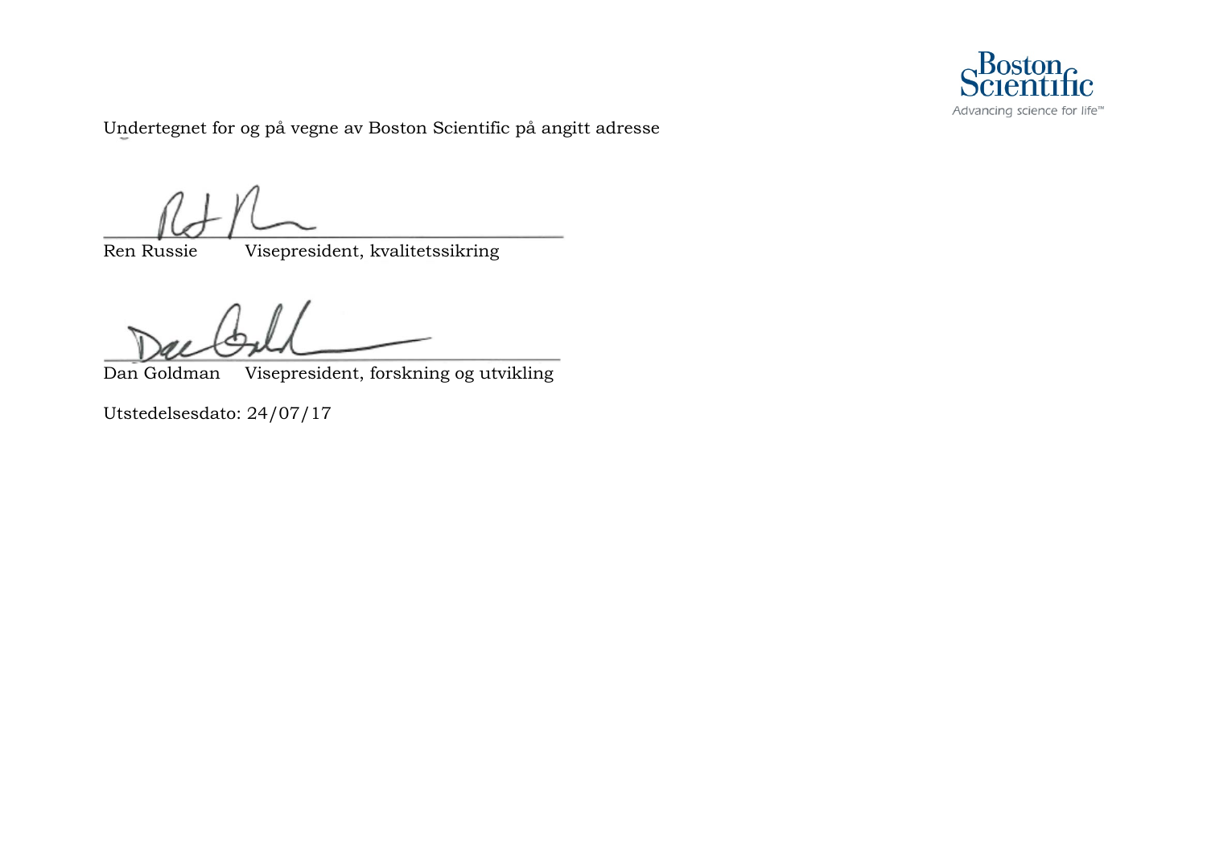Undertegnet for og på vegne av Boston Scientific på angitt adresse

Ren Russie Visepresident, kvalitetssikring

Dan Goldman Visepresident, forskning og utvikling

Utstedelsesdato: 24/07/17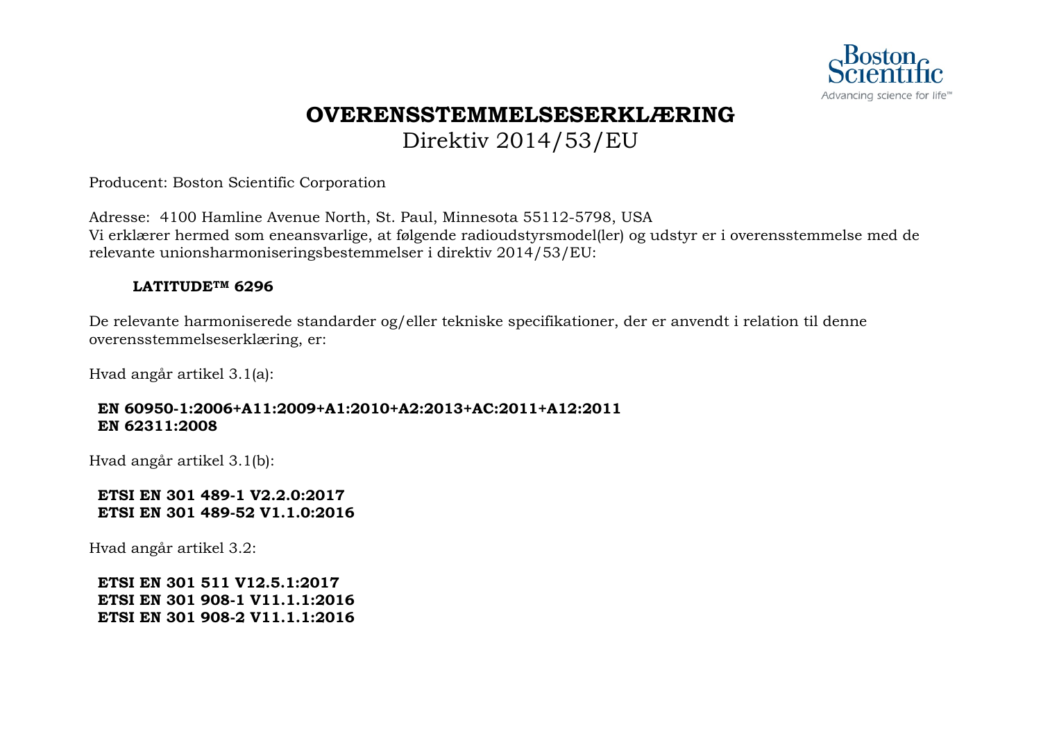# OVERENSSTEMMELSESERKLÆRING

## Direktiv 2014/53/EU

Producent: Boston Scientific Corporation

Adresse: 4100 Hamline Avenue North, St. Paul, Minnesota 55112-5798, USA
Vi erklærer hermed som eneansvarlige, at følgende radioudstyrsmodel(ler) og udstyr er i overensstemmelse med de relevante unionsharmoniseringsbestemmelser i direktiv 2014/53/EU:

**LATITUDE™ 6296**

De relevante harmoniserede standarder og/eller tekniske specifikationer, der er anvendt i relation til denne overensstemmelseserklæring, er:

Hvad angår artikel 3.1(a):

**EN 60950-1:2006+A11:2009+A1:2010+A2:2013+AC:2011+A12:2011**
**EN 62311:2008**

Hvad angår artikel 3.1(b):

**ETSI EN 301 489-1 V2.2.0:2017**
**ETSI EN 301 489-52 V1.1.0:2016**

Hvad angår artikel 3.2:

**ETSI EN 301 511 V12.5.1:2017**
**ETSI EN 301 908-1 V11.1.1:2016**
**ETSI EN 301 908-2 V11.1.1:2016**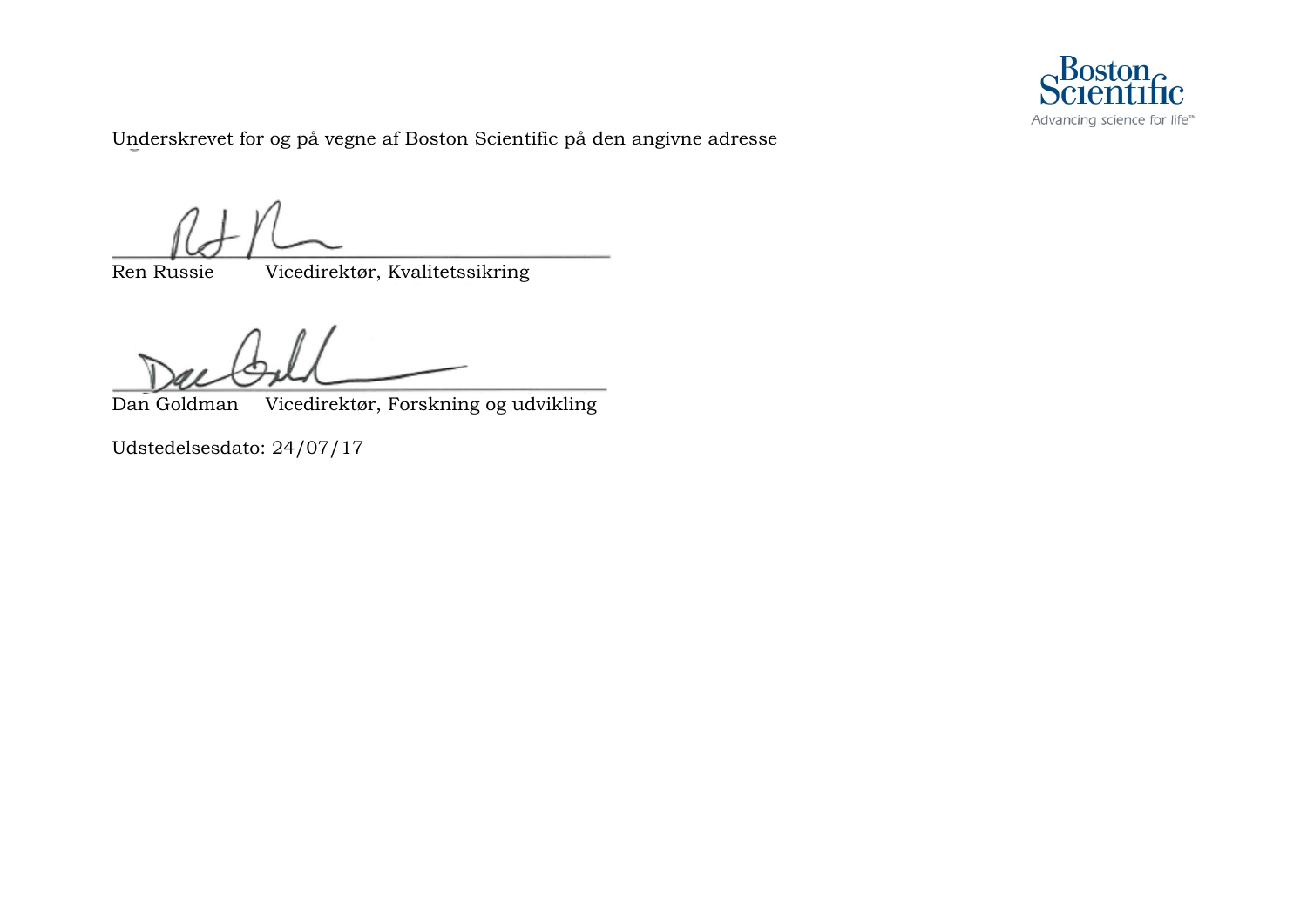Underskrevet for og på vegne af Boston Scientific på den angivne adresse

Ren Russie Vicedirektør, Kvalitetssikring

Dan Goldman Vicedirektør, Forskning og udvikling

Udstedelsesdato: 24/07/17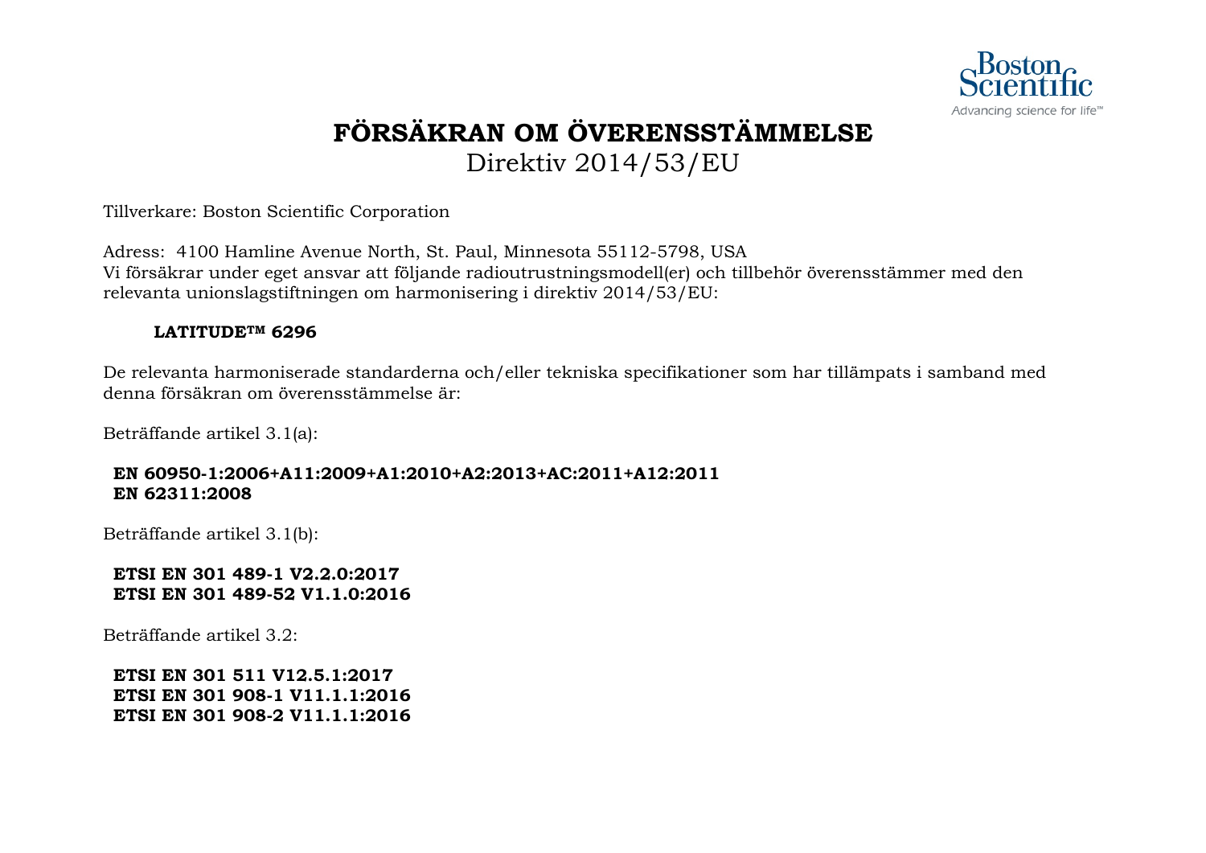# FÖRSÄKRAN OM ÖVERENSSTÄMMELSE

Direktiv 2014/53/EU

Tillverkare: Boston Scientific Corporation

Adress: 4100 Hamline Avenue North, St. Paul, Minnesota 55112-5798, USA
Vi försäkrar under eget ansvar att följande radioutrustningsmodell(er) och tillbehör överensstämmer med den relevanta unionslagstiftningen om harmonisering i direktiv 2014/53/EU:

**LATITUDE™ 6296**

De relevanta harmoniserade standarderna och/eller tekniska specifikationer som har tillämpats i samband med denna försäkran om överensstämmelse är:

Beträffande artikel 3.1(a):

**EN 60950-1:2006+A11:2009+A1:2010+A2:2013+AC:2011+A12:2011**
**EN 62311:2008**

Beträffande artikel 3.1(b):

**ETSI EN 301 489-1 V2.2.0:2017**
**ETSI EN 301 489-52 V1.1.0:2016**

Beträffande artikel 3.2:

**ETSI EN 301 511 V12.5.1:2017**
**ETSI EN 301 908-1 V11.1.1:2016**
**ETSI EN 301 908-2 V11.1.1:2016**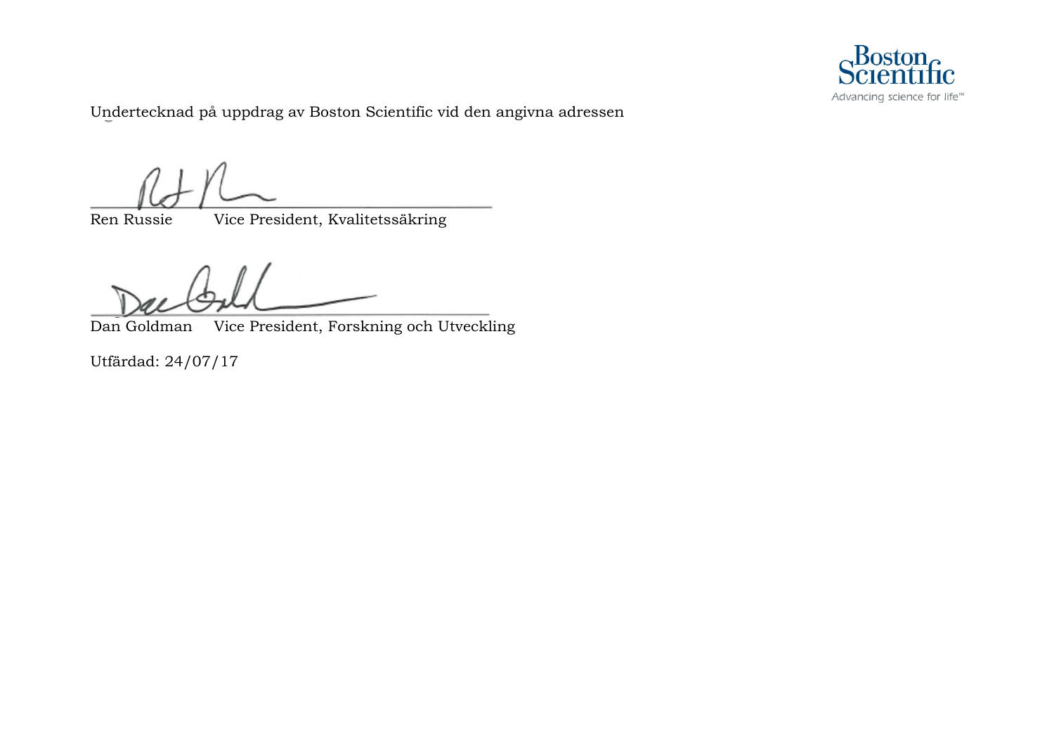Undertecknad på uppdrag av Boston Scientific vid den angivna adressen

Ren Russie Vice President, Kvalitetssäkring

Dan Goldman Vice President, Forskning och Utveckling

Utfärdad: 24/07/17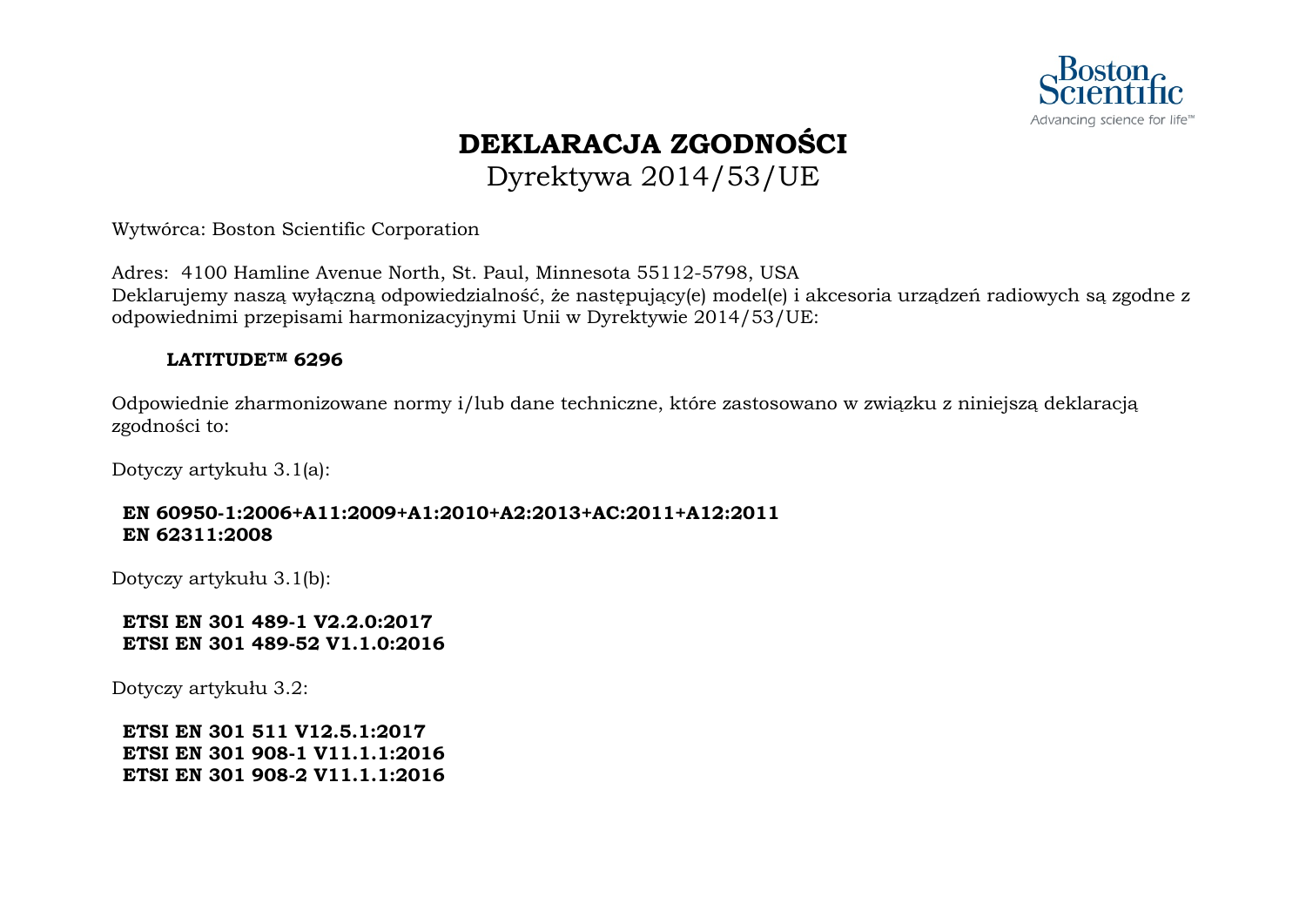# DEKLARACJA ZGODNOŚCI

## Dyrektywa 2014/53/UE

Wytwórca: Boston Scientific Corporation

Adres: 4100 Hamline Avenue North, St. Paul, Minnesota 55112-5798, USA
Deklarujemy naszą wyłączną odpowiedzialność, że następujący(e) model(e) i akcesoria urządzeń radiowych są zgodne z odpowiednimi przepisami harmonizacyjnymi Unii w Dyrektywie 2014/53/UE:

**LATITUDE™ 6296**

Odpowiednie zharmonizowane normy i/lub dane techniczne, które zastosowano w związku z niniejszą deklaracją zgodności to:

Dotyczy artykułu 3.1(a):

**EN 60950-1:2006+A11:2009+A1:2010+A2:2013+AC:2011+A12:2011**
**EN 62311:2008**

Dotyczy artykułu 3.1(b):

**ETSI EN 301 489-1 V2.2.0:2017**
**ETSI EN 301 489-52 V1.1.0:2016**

Dotyczy artykułu 3.2:

**ETSI EN 301 511 V12.5.1:2017**
**ETSI EN 301 908-1 V11.1.1:2016**
**ETSI EN 301 908-2 V11.1.1:2016**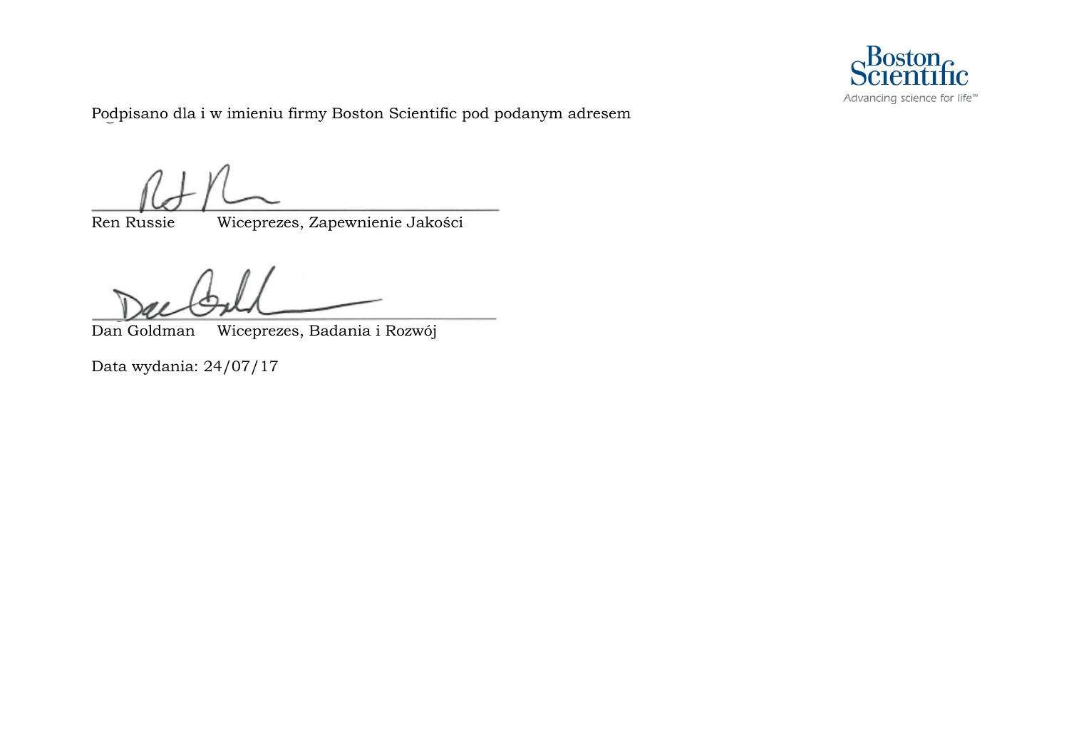Podpisano dla i w imieniu firmy Boston Scientific pod podanym adresem

Ren Russie Wiceprezes, Zapewnienie Jakości

Dan Goldman Wiceprezes, Badania i Rozwój

Data wydania: 24/07/17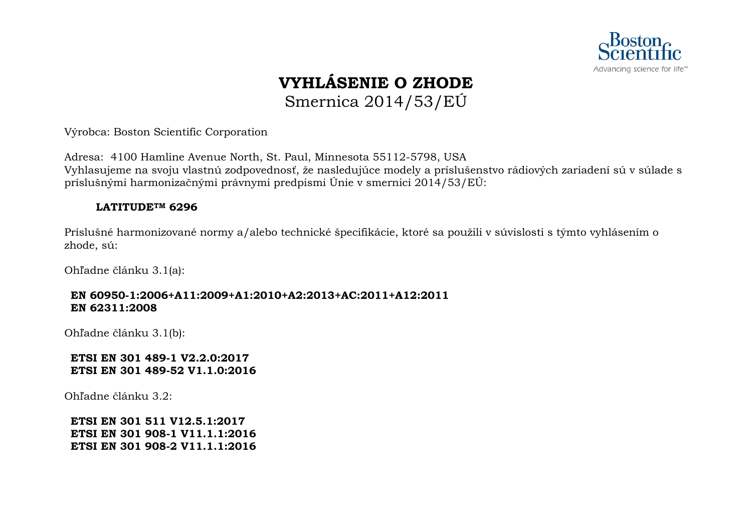# VYHLÁSENIE O ZHODE

Smernica 2014/53/EÚ

Výrobca: Boston Scientific Corporation

Adresa: 4100 Hamline Avenue North, St. Paul, Minnesota 55112-5798, USA
Vyhlasujeme na svoju vlastnú zodpovednosť, že nasledujúce modely a príslušenstvo rádiových zariadení sú v súlade s príslušnými harmonizačnými právnymi predpismi Únie v smernici 2014/53/EÚ:

**LATITUDE™ 6296**

Príslušné harmonizované normy a/alebo technické špecifikácie, ktoré sa použili v súvislosti s týmto vyhlásením o zhode, sú:

Ohľadne článku 3.1(a):

**EN 60950-1:2006+A11:2009+A1:2010+A2:2013+AC:2011+A12:2011**
**EN 62311:2008**

Ohľadne článku 3.1(b):

**ETSI EN 301 489-1 V2.2.0:2017**
**ETSI EN 301 489-52 V1.1.0:2016**

Ohľadne článku 3.2:

**ETSI EN 301 511 V12.5.1:2017**
**ETSI EN 301 908-1 V11.1.1:2016**
**ETSI EN 301 908-2 V11.1.1:2016**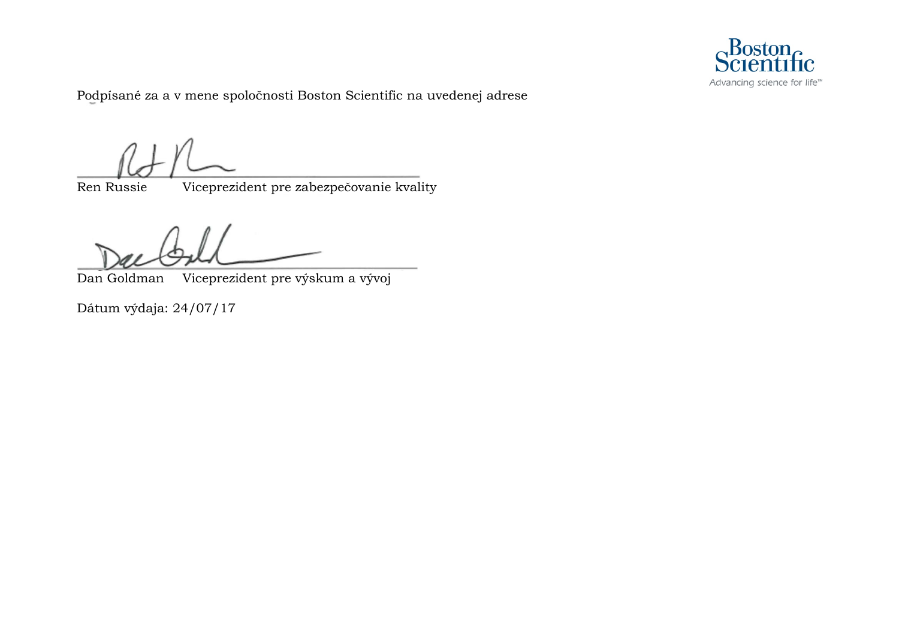Podpísané za a v mene spoločnosti Boston Scientific na uvedenej adrese

Ren Russie Viceprezident pre zabezpečovanie kvality

Dan Goldman Viceprezident pre výskum a vývoj

Dátum výdaja: 24/07/17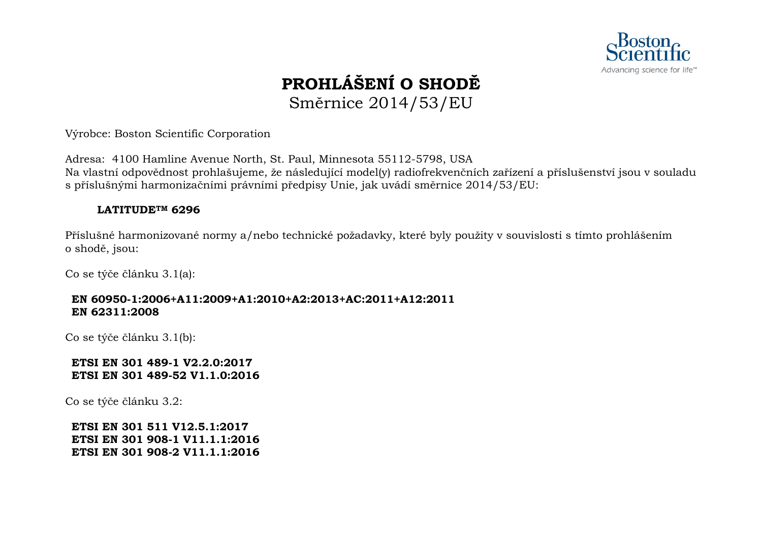# PROHLÁŠENÍ O SHODĚ

Směrnice 2014/53/EU

Výrobce: Boston Scientific Corporation

Adresa: 4100 Hamline Avenue North, St. Paul, Minnesota 55112-5798, USA
Na vlastní odpovědnost prohlašujeme, že následující model(y) radiofrekvenčních zařízení a příslušenství jsou v souladu s příslušnými harmonizačními právními předpisy Unie, jak uvádí směrnice 2014/53/EU:

**LATITUDE™ 6296**

Příslušné harmonizované normy a/nebo technické požadavky, které byly použity v souvislosti s tímto prohlášením o shodě, jsou:

Co se týče článku 3.1(a):

**EN 60950-1:2006+A11:2009+A1:2010+A2:2013+AC:2011+A12:2011**
**EN 62311:2008**

Co se týče článku 3.1(b):

**ETSI EN 301 489-1 V2.2.0:2017**
**ETSI EN 301 489-52 V1.1.0:2016**

Co se týče článku 3.2:

**ETSI EN 301 511 V12.5.1:2017**
**ETSI EN 301 908-1 V11.1.1:2016**
**ETSI EN 301 908-2 V11.1.1:2016**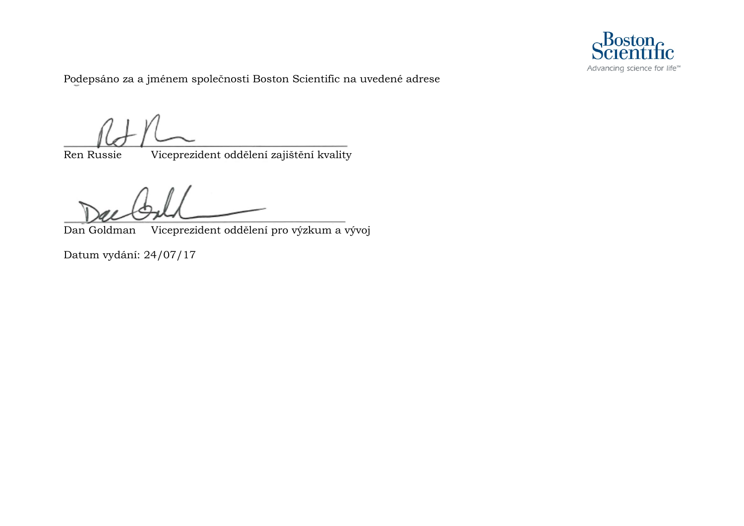Podepsáno za a jménem společnosti Boston Scientific na uvedené adrese

Ren Russie Viceprezident oddělení zajištění kvality

Dan Goldman Viceprezident oddělení pro výzkum a vývoj

Datum vydání: 24/07/17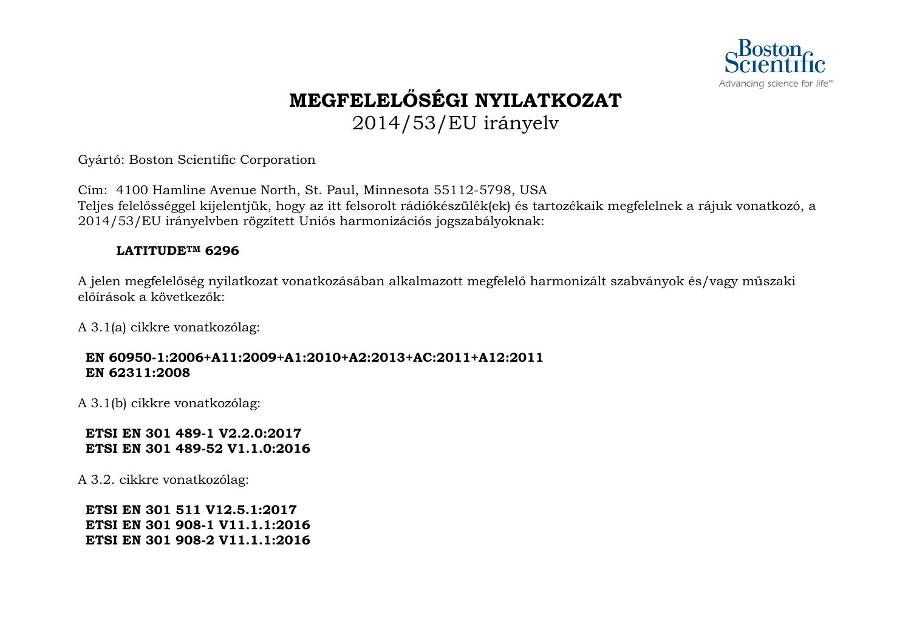Boston Scientific
Advancing science for life™

# MEGFELELŐSÉGI NYILATKOZAT

2014/53/EU irányelv

Gyártó: Boston Scientific Corporation

Cím: 4100 Hamline Avenue North, St. Paul, Minnesota 55112-5798, USA
Teljes felelősséggel kijelentjük, hogy az itt felsorolt rádiókészülék(ek) és tartozékaik megfelelnek a rájuk vonatkozó, a 2014/53/EU irányelvben rögzített Uniós harmonizációs jogszabályoknak:

**LATITUDE™ 6296**

A jelen megfelelőség nyilatkozat vonatkozásában alkalmazott megfelelő harmonizált szabványok és/vagy műszaki előírások a következők:

A 3.1(a) cikkre vonatkozólag:

**EN 60950-1:2006+A11:2009+A1:2010+A2:2013+AC:2011+A12:2011**
**EN 62311:2008**

A 3.1(b) cikkre vonatkozólag:

**ETSI EN 301 489-1 V2.2.0:2017**
**ETSI EN 301 489-52 V1.1.0:2016**

A 3.2. cikkre vonatkozólag:

**ETSI EN 301 511 V12.5.1:2017**
**ETSI EN 301 908-1 V11.1.1:2016**
**ETSI EN 301 908-2 V11.1.1:2016**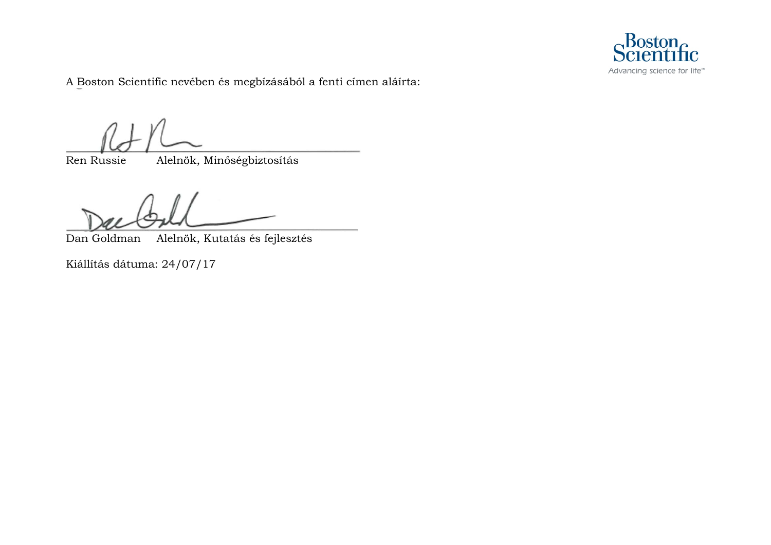A Boston Scientific nevében és megbízásából a fenti címen aláírta:

Ren Russie Alelnök, Minőségbiztosítás

Dan Goldman Alelnök, Kutatás és fejlesztés

Kiállítás dátuma: 24/07/17